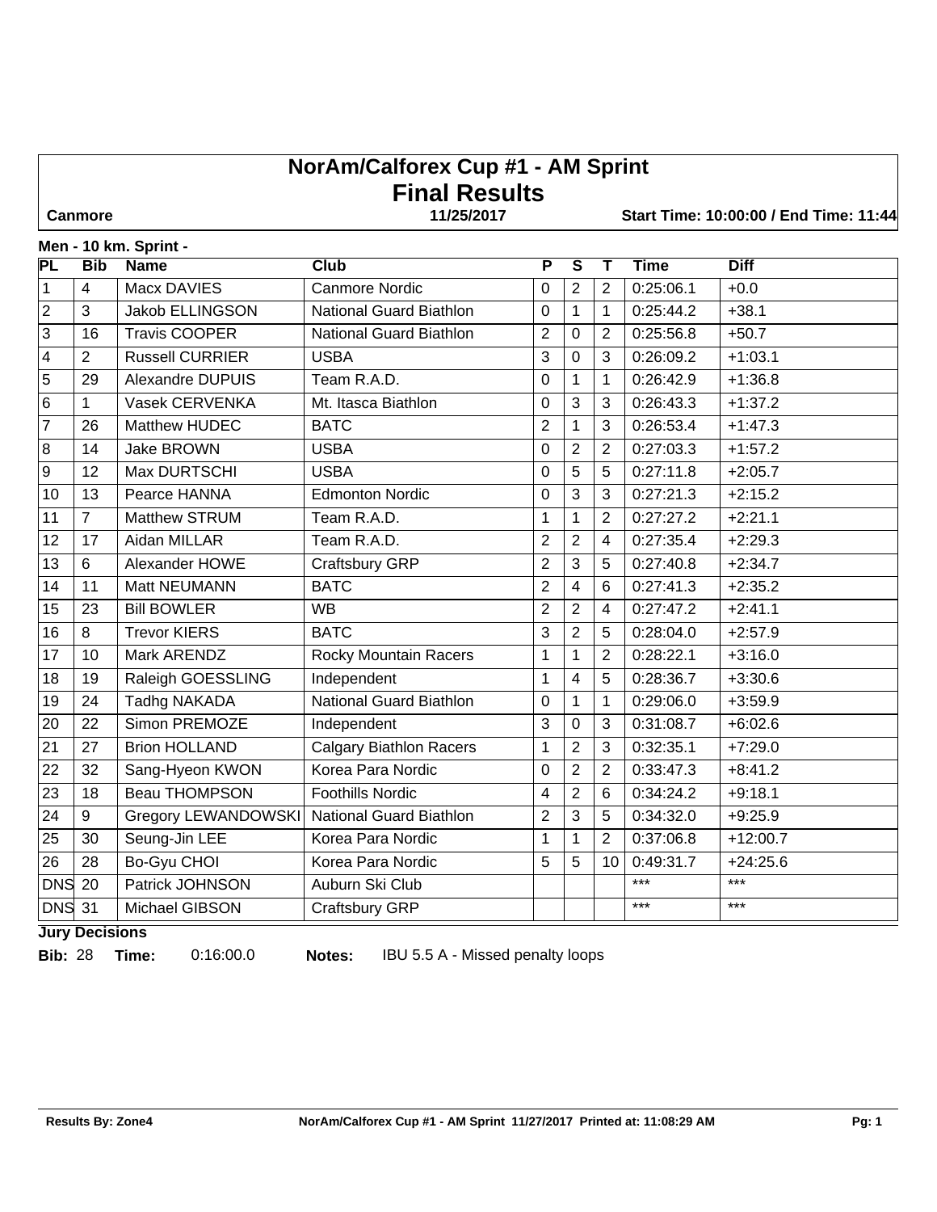# NorAm/Calforex Cup #1 - AM Sprint

## Final Results

**Canmore** **11/25/2017** **Start Time: 10:00:00 / End Time: 11:44**

**Men - 10 km. Sprint -**

| PL | Bib | Name | Club | P | S | T | Time | Diff |
|---|---|---|---|---|---|---|---|---|
| 1 | 4 | Macx DAVIES | Canmore Nordic | 0 | 2 | 2 | 0:25:06.1 | +0.0 |
| 2 | 3 | Jakob ELLINGSON | National Guard Biathlon | 0 | 1 | 1 | 0:25:44.2 | +38.1 |
| 3 | 16 | Travis COOPER | National Guard Biathlon | 2 | 0 | 2 | 0:25:56.8 | +50.7 |
| 4 | 2 | Russell CURRIER | USBA | 3 | 0 | 3 | 0:26:09.2 | +1:03.1 |
| 5 | 29 | Alexandre DUPUIS | Team R.A.D. | 0 | 1 | 1 | 0:26:42.9 | +1:36.8 |
| 6 | 1 | Vasek CERVENKA | Mt. Itasca Biathlon | 0 | 3 | 3 | 0:26:43.3 | +1:37.2 |
| 7 | 26 | Matthew HUDEC | BATC | 2 | 1 | 3 | 0:26:53.4 | +1:47.3 |
| 8 | 14 | Jake BROWN | USBA | 0 | 2 | 2 | 0:27:03.3 | +1:57.2 |
| 9 | 12 | Max DURTSCHI | USBA | 0 | 5 | 5 | 0:27:11.8 | +2:05.7 |
| 10 | 13 | Pearce HANNA | Edmonton Nordic | 0 | 3 | 3 | 0:27:21.3 | +2:15.2 |
| 11 | 7 | Matthew STRUM | Team R.A.D. | 1 | 1 | 2 | 0:27:27.2 | +2:21.1 |
| 12 | 17 | Aidan MILLAR | Team R.A.D. | 2 | 2 | 4 | 0:27:35.4 | +2:29.3 |
| 13 | 6 | Alexander HOWE | Craftsbury GRP | 2 | 3 | 5 | 0:27:40.8 | +2:34.7 |
| 14 | 11 | Matt NEUMANN | BATC | 2 | 4 | 6 | 0:27:41.3 | +2:35.2 |
| 15 | 23 | Bill BOWLER | WB | 2 | 2 | 4 | 0:27:47.2 | +2:41.1 |
| 16 | 8 | Trevor KIERS | BATC | 3 | 2 | 5 | 0:28:04.0 | +2:57.9 |
| 17 | 10 | Mark ARENDZ | Rocky Mountain Racers | 1 | 1 | 2 | 0:28:22.1 | +3:16.0 |
| 18 | 19 | Raleigh GOESSLING | Independent | 1 | 4 | 5 | 0:28:36.7 | +3:30.6 |
| 19 | 24 | Tadhg NAKADA | National Guard Biathlon | 0 | 1 | 1 | 0:29:06.0 | +3:59.9 |
| 20 | 22 | Simon PREMOZE | Independent | 3 | 0 | 3 | 0:31:08.7 | +6:02.6 |
| 21 | 27 | Brion HOLLAND | Calgary Biathlon Racers | 1 | 2 | 3 | 0:32:35.1 | +7:29.0 |
| 22 | 32 | Sang-Hyeon KWON | Korea Para Nordic | 0 | 2 | 2 | 0:33:47.3 | +8:41.2 |
| 23 | 18 | Beau THOMPSON | Foothills Nordic | 4 | 2 | 6 | 0:34:24.2 | +9:18.1 |
| 24 | 9 | Gregory LEWANDOWSKI | National Guard Biathlon | 2 | 3 | 5 | 0:34:32.0 | +9:25.9 |
| 25 | 30 | Seung-Jin LEE | Korea Para Nordic | 1 | 1 | 2 | 0:37:06.8 | +12:00.7 |
| 26 | 28 | Bo-Gyu CHOI | Korea Para Nordic | 5 | 5 | 10 | 0:49:31.7 | +24:25.6 |
| DNS | 20 | Patrick JOHNSON | Auburn Ski Club | | | | *** | *** |
| DNS | 31 | Michael GIBSON | Craftsbury GRP | | | | *** | *** |

**Jury Decisions**

**Bib:** 28 **Time:** 0:16:00.0 **Notes:** IBU 5.5 A - Missed penalty loops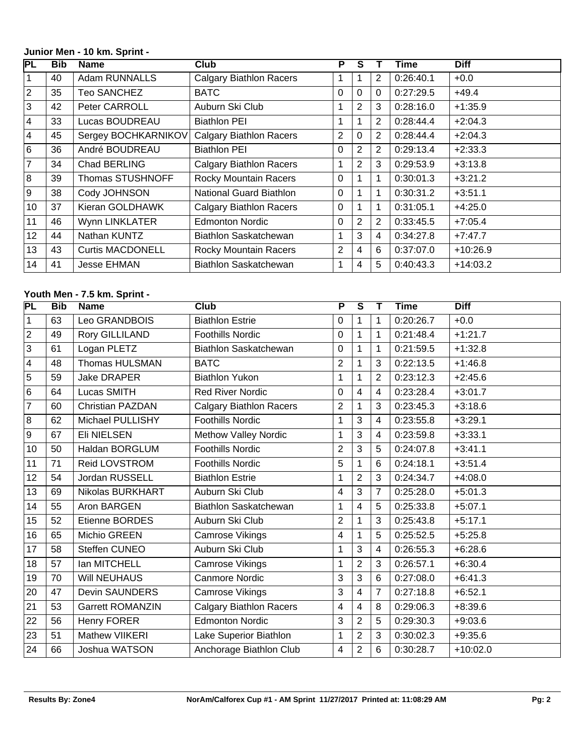**Junior Men - 10 km. Sprint -**

| PL | Bib | Name | Club | P | S | T | Time | Diff |
|---|---|---|---|---|---|---|---|---|
| 1 | 40 | Adam RUNNALLS | Calgary Biathlon Racers | 1 | 1 | 2 | 0:26:40.1 | +0.0 |
| 2 | 35 | Teo SANCHEZ | BATC | 0 | 0 | 0 | 0:27:29.5 | +49.4 |
| 3 | 42 | Peter CARROLL | Auburn Ski Club | 1 | 2 | 3 | 0:28:16.0 | +1:35.9 |
| 4 | 33 | Lucas BOUDREAU | Biathlon PEI | 1 | 1 | 2 | 0:28:44.4 | +2:04.3 |
| 4 | 45 | Sergey BOCHKARNIKOV | Calgary Biathlon Racers | 2 | 0 | 2 | 0:28:44.4 | +2:04.3 |
| 6 | 36 | André BOUDREAU | Biathlon PEI | 0 | 2 | 2 | 0:29:13.4 | +2:33.3 |
| 7 | 34 | Chad BERLING | Calgary Biathlon Racers | 1 | 2 | 3 | 0:29:53.9 | +3:13.8 |
| 8 | 39 | Thomas STUSHNOFF | Rocky Mountain Racers | 0 | 1 | 1 | 0:30:01.3 | +3:21.2 |
| 9 | 38 | Cody JOHNSON | National Guard Biathlon | 0 | 1 | 1 | 0:30:31.2 | +3:51.1 |
| 10 | 37 | Kieran GOLDHAWK | Calgary Biathlon Racers | 0 | 1 | 1 | 0:31:05.1 | +4:25.0 |
| 11 | 46 | Wynn LINKLATER | Edmonton Nordic | 0 | 2 | 2 | 0:33:45.5 | +7:05.4 |
| 12 | 44 | Nathan KUNTZ | Biathlon Saskatchewan | 1 | 3 | 4 | 0:34:27.8 | +7:47.7 |
| 13 | 43 | Curtis MACDONELL | Rocky Mountain Racers | 2 | 4 | 6 | 0:37:07.0 | +10:26.9 |
| 14 | 41 | Jesse EHMAN | Biathlon Saskatchewan | 1 | 4 | 5 | 0:40:43.3 | +14:03.2 |

**Youth Men - 7.5 km. Sprint -**

| PL | Bib | Name | Club | P | S | T | Time | Diff |
|---|---|---|---|---|---|---|---|---|
| 1 | 63 | Leo GRANDBOIS | Biathlon Estrie | 0 | 1 | 1 | 0:20:26.7 | +0.0 |
| 2 | 49 | Rory GILLILAND | Foothills Nordic | 0 | 1 | 1 | 0:21:48.4 | +1:21.7 |
| 3 | 61 | Logan PLETZ | Biathlon Saskatchewan | 0 | 1 | 1 | 0:21:59.5 | +1:32.8 |
| 4 | 48 | Thomas HULSMAN | BATC | 2 | 1 | 3 | 0:22:13.5 | +1:46.8 |
| 5 | 59 | Jake DRAPER | Biathlon Yukon | 1 | 1 | 2 | 0:23:12.3 | +2:45.6 |
| 6 | 64 | Lucas SMITH | Red River Nordic | 0 | 4 | 4 | 0:23:28.4 | +3:01.7 |
| 7 | 60 | Christian PAZDAN | Calgary Biathlon Racers | 2 | 1 | 3 | 0:23:45.3 | +3:18.6 |
| 8 | 62 | Michael PULLISHY | Foothills Nordic | 1 | 3 | 4 | 0:23:55.8 | +3:29.1 |
| 9 | 67 | Eli NIELSEN | Methow Valley Nordic | 1 | 3 | 4 | 0:23:59.8 | +3:33.1 |
| 10 | 50 | Haldan BORGLUM | Foothills Nordic | 2 | 3 | 5 | 0:24:07.8 | +3:41.1 |
| 11 | 71 | Reid LOVSTROM | Foothills Nordic | 5 | 1 | 6 | 0:24:18.1 | +3:51.4 |
| 12 | 54 | Jordan RUSSELL | Biathlon Estrie | 1 | 2 | 3 | 0:24:34.7 | +4:08.0 |
| 13 | 69 | Nikolas BURKHART | Auburn Ski Club | 4 | 3 | 7 | 0:25:28.0 | +5:01.3 |
| 14 | 55 | Aron BARGEN | Biathlon Saskatchewan | 1 | 4 | 5 | 0:25:33.8 | +5:07.1 |
| 15 | 52 | Etienne BORDES | Auburn Ski Club | 2 | 1 | 3 | 0:25:43.8 | +5:17.1 |
| 16 | 65 | Michio GREEN | Camrose Vikings | 4 | 1 | 5 | 0:25:52.5 | +5:25.8 |
| 17 | 58 | Steffen CUNEO | Auburn Ski Club | 1 | 3 | 4 | 0:26:55.3 | +6:28.6 |
| 18 | 57 | Ian MITCHELL | Camrose Vikings | 1 | 2 | 3 | 0:26:57.1 | +6:30.4 |
| 19 | 70 | Will NEUHAUS | Canmore Nordic | 3 | 3 | 6 | 0:27:08.0 | +6:41.3 |
| 20 | 47 | Devin SAUNDERS | Camrose Vikings | 3 | 4 | 7 | 0:27:18.8 | +6:52.1 |
| 21 | 53 | Garrett ROMANZIN | Calgary Biathlon Racers | 4 | 4 | 8 | 0:29:06.3 | +8:39.6 |
| 22 | 56 | Henry FORER | Edmonton Nordic | 3 | 2 | 5 | 0:29:30.3 | +9:03.6 |
| 23 | 51 | Mathew VIIKERI | Lake Superior Biathlon | 1 | 2 | 3 | 0:30:02.3 | +9:35.6 |
| 24 | 66 | Joshua WATSON | Anchorage Biathlon Club | 4 | 2 | 6 | 0:30:28.7 | +10:02.0 |

**Results By: Zone4** NorAm/Calforex Cup #1 - AM Sprint 11/27/2017 Printed at: 11:08:29 AM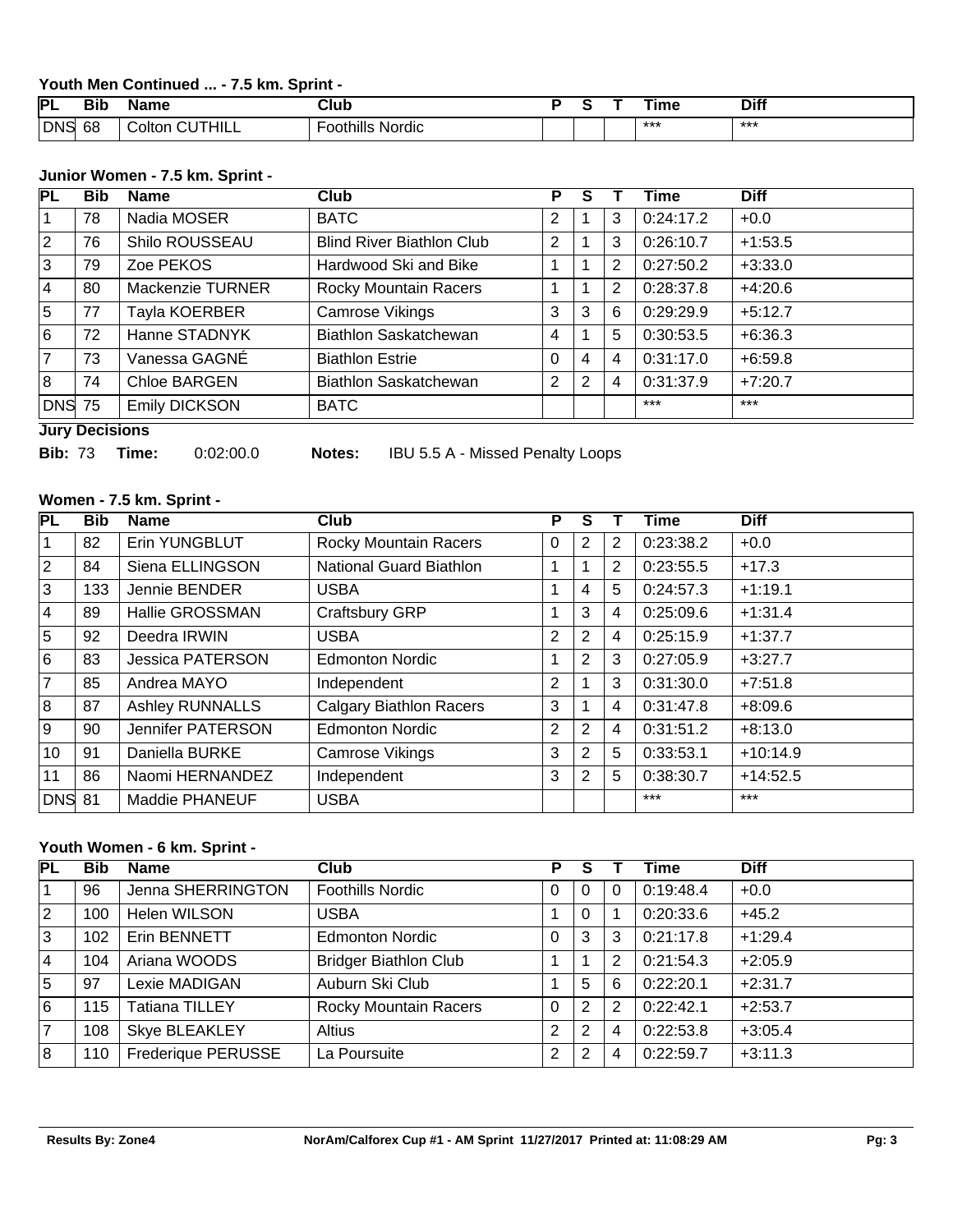### Youth Men Continued ... - 7.5 km. Sprint -

| PL | Bib | Name | Club | P | S | T | Time | Diff |
|---|---|---|---|---|---|---|---|---|
| DNS | 68 | Colton CUTHILL | Foothills Nordic | | | | *** | *** |

### Junior Women - 7.5 km. Sprint -

| PL | Bib | Name | Club | P | S | T | Time | Diff |
|---|---|---|---|---|---|---|---|---|
| 1 | 78 | Nadia MOSER | BATC | 2 | 1 | 3 | 0:24:17.2 | +0.0 |
| 2 | 76 | Shilo ROUSSEAU | Blind River Biathlon Club | 2 | 1 | 3 | 0:26:10.7 | +1:53.5 |
| 3 | 79 | Zoe PEKOS | Hardwood Ski and Bike | 1 | 1 | 2 | 0:27:50.2 | +3:33.0 |
| 4 | 80 | Mackenzie TURNER | Rocky Mountain Racers | 1 | 1 | 2 | 0:28:37.8 | +4:20.6 |
| 5 | 77 | Tayla KOERBER | Camrose Vikings | 3 | 3 | 6 | 0:29:29.9 | +5:12.7 |
| 6 | 72 | Hanne STADNYK | Biathlon Saskatchewan | 4 | 1 | 5 | 0:30:53.5 | +6:36.3 |
| 7 | 73 | Vanessa GAGNÉ | Biathlon Estrie | 0 | 4 | 4 | 0:31:17.0 | +6:59.8 |
| 8 | 74 | Chloe BARGEN | Biathlon Saskatchewan | 2 | 2 | 4 | 0:31:37.9 | +7:20.7 |
| DNS | 75 | Emily DICKSON | BATC | | | | *** | *** |

**Jury Decisions**

**Bib:** 73 **Time:** 0:02:00.0 **Notes:** IBU 5.5 A - Missed Penalty Loops

### Women - 7.5 km. Sprint -

| PL | Bib | Name | Club | P | S | T | Time | Diff |
|---|---|---|---|---|---|---|---|---|
| 1 | 82 | Erin YUNGBLUT | Rocky Mountain Racers | 0 | 2 | 2 | 0:23:38.2 | +0.0 |
| 2 | 84 | Siena ELLINGSON | National Guard Biathlon | 1 | 1 | 2 | 0:23:55.5 | +17.3 |
| 3 | 133 | Jennie BENDER | USBA | 1 | 4 | 5 | 0:24:57.3 | +1:19.1 |
| 4 | 89 | Hallie GROSSMAN | Craftsbury GRP | 1 | 3 | 4 | 0:25:09.6 | +1:31.4 |
| 5 | 92 | Deedra IRWIN | USBA | 2 | 2 | 4 | 0:25:15.9 | +1:37.7 |
| 6 | 83 | Jessica PATERSON | Edmonton Nordic | 1 | 2 | 3 | 0:27:05.9 | +3:27.7 |
| 7 | 85 | Andrea MAYO | Independent | 2 | 1 | 3 | 0:31:30.0 | +7:51.8 |
| 8 | 87 | Ashley RUNNALLS | Calgary Biathlon Racers | 3 | 1 | 4 | 0:31:47.8 | +8:09.6 |
| 9 | 90 | Jennifer PATERSON | Edmonton Nordic | 2 | 2 | 4 | 0:31:51.2 | +8:13.0 |
| 10 | 91 | Daniella BURKE | Camrose Vikings | 3 | 2 | 5 | 0:33:53.1 | +10:14.9 |
| 11 | 86 | Naomi HERNANDEZ | Independent | 3 | 2 | 5 | 0:38:30.7 | +14:52.5 |
| DNS | 81 | Maddie PHANEUF | USBA | | | | *** | *** |

### Youth Women - 6 km. Sprint -

| PL | Bib | Name | Club | P | S | T | Time | Diff |
|---|---|---|---|---|---|---|---|---|
| 1 | 96 | Jenna SHERRINGTON | Foothills Nordic | 0 | 0 | 0 | 0:19:48.4 | +0.0 |
| 2 | 100 | Helen WILSON | USBA | 1 | 0 | 1 | 0:20:33.6 | +45.2 |
| 3 | 102 | Erin BENNETT | Edmonton Nordic | 0 | 3 | 3 | 0:21:17.8 | +1:29.4 |
| 4 | 104 | Ariana WOODS | Bridger Biathlon Club | 1 | 1 | 2 | 0:21:54.3 | +2:05.9 |
| 5 | 97 | Lexie MADIGAN | Auburn Ski Club | 1 | 5 | 6 | 0:22:20.1 | +2:31.7 |
| 6 | 115 | Tatiana TILLEY | Rocky Mountain Racers | 0 | 2 | 2 | 0:22:42.1 | +2:53.7 |
| 7 | 108 | Skye BLEAKLEY | Altius | 2 | 2 | 4 | 0:22:53.8 | +3:05.4 |
| 8 | 110 | Frederique PERUSSE | La Poursuite | 2 | 2 | 4 | 0:22:59.7 | +3:11.3 |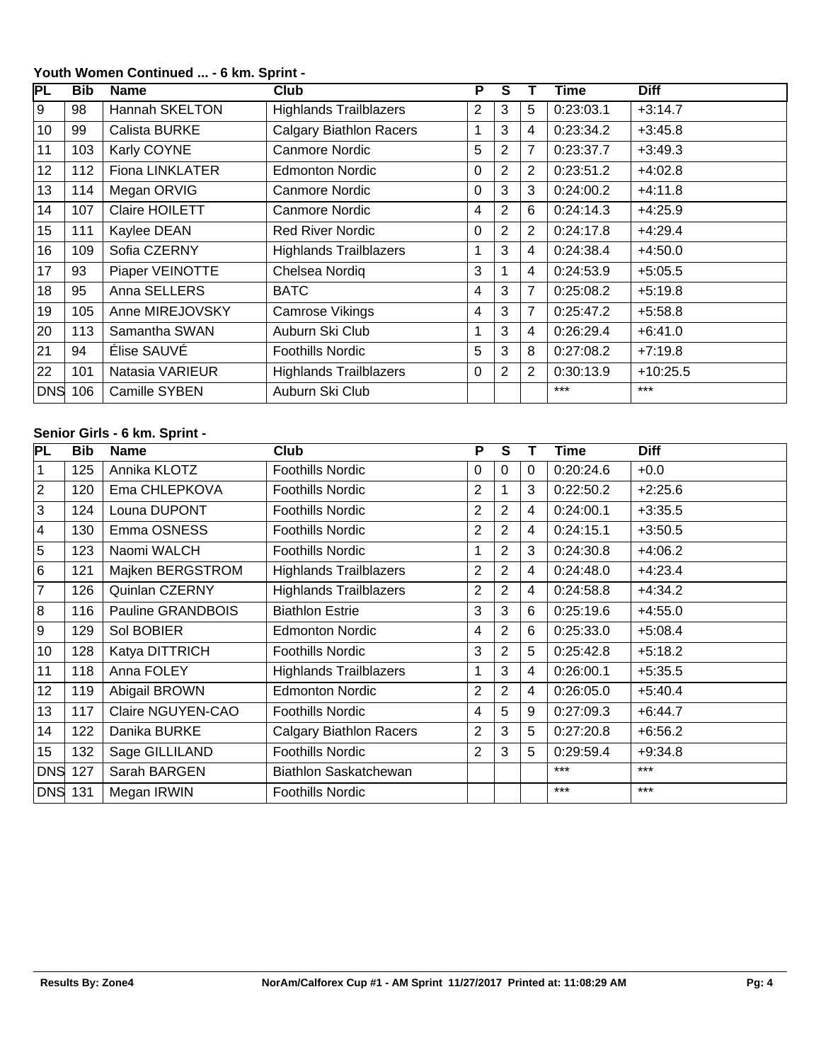**Youth Women Continued ... - 6 km. Sprint -**

| PL | Bib | Name | Club | P | S | T | Time | Diff |
|---|---|---|---|---|---|---|---|---|
| 9 | 98 | Hannah SKELTON | Highlands Trailblazers | 2 | 3 | 5 | 0:23:03.1 | +3:14.7 |
| 10 | 99 | Calista BURKE | Calgary Biathlon Racers | 1 | 3 | 4 | 0:23:34.2 | +3:45.8 |
| 11 | 103 | Karly COYNE | Canmore Nordic | 5 | 2 | 7 | 0:23:37.7 | +3:49.3 |
| 12 | 112 | Fiona LINKLATER | Edmonton Nordic | 0 | 2 | 2 | 0:23:51.2 | +4:02.8 |
| 13 | 114 | Megan ORVIG | Canmore Nordic | 0 | 3 | 3 | 0:24:00.2 | +4:11.8 |
| 14 | 107 | Claire HOILETT | Canmore Nordic | 4 | 2 | 6 | 0:24:14.3 | +4:25.9 |
| 15 | 111 | Kaylee DEAN | Red River Nordic | 0 | 2 | 2 | 0:24:17.8 | +4:29.4 |
| 16 | 109 | Sofia CZERNY | Highlands Trailblazers | 1 | 3 | 4 | 0:24:38.4 | +4:50.0 |
| 17 | 93 | Piaper VEINOTTE | Chelsea Nordiq | 3 | 1 | 4 | 0:24:53.9 | +5:05.5 |
| 18 | 95 | Anna SELLERS | BATC | 4 | 3 | 7 | 0:25:08.2 | +5:19.8 |
| 19 | 105 | Anne MIREJOVSKY | Camrose Vikings | 4 | 3 | 7 | 0:25:47.2 | +5:58.8 |
| 20 | 113 | Samantha SWAN | Auburn Ski Club | 1 | 3 | 4 | 0:26:29.4 | +6:41.0 |
| 21 | 94 | Élise SAUVÉ | Foothills Nordic | 5 | 3 | 8 | 0:27:08.2 | +7:19.8 |
| 22 | 101 | Natasia VARIEUR | Highlands Trailblazers | 0 | 2 | 2 | 0:30:13.9 | +10:25.5 |
| DNS | 106 | Camille SYBEN | Auburn Ski Club | | | | *** | *** |

**Senior Girls - 6 km. Sprint -**

| PL | Bib | Name | Club | P | S | T | Time | Diff |
|---|---|---|---|---|---|---|---|---|
| 1 | 125 | Annika KLOTZ | Foothills Nordic | 0 | 0 | 0 | 0:20:24.6 | +0.0 |
| 2 | 120 | Ema CHLEPKOVA | Foothills Nordic | 2 | 1 | 3 | 0:22:50.2 | +2:25.6 |
| 3 | 124 | Louna DUPONT | Foothills Nordic | 2 | 2 | 4 | 0:24:00.1 | +3:35.5 |
| 4 | 130 | Emma OSNESS | Foothills Nordic | 2 | 2 | 4 | 0:24:15.1 | +3:50.5 |
| 5 | 123 | Naomi WALCH | Foothills Nordic | 1 | 2 | 3 | 0:24:30.8 | +4:06.2 |
| 6 | 121 | Majken BERGSTROM | Highlands Trailblazers | 2 | 2 | 4 | 0:24:48.0 | +4:23.4 |
| 7 | 126 | Quinlan CZERNY | Highlands Trailblazers | 2 | 2 | 4 | 0:24:58.8 | +4:34.2 |
| 8 | 116 | Pauline GRANDBOIS | Biathlon Estrie | 3 | 3 | 6 | 0:25:19.6 | +4:55.0 |
| 9 | 129 | Sol BOBIER | Edmonton Nordic | 4 | 2 | 6 | 0:25:33.0 | +5:08.4 |
| 10 | 128 | Katya DITTRICH | Foothills Nordic | 3 | 2 | 5 | 0:25:42.8 | +5:18.2 |
| 11 | 118 | Anna FOLEY | Highlands Trailblazers | 1 | 3 | 4 | 0:26:00.1 | +5:35.5 |
| 12 | 119 | Abigail BROWN | Edmonton Nordic | 2 | 2 | 4 | 0:26:05.0 | +5:40.4 |
| 13 | 117 | Claire NGUYEN-CAO | Foothills Nordic | 4 | 5 | 9 | 0:27:09.3 | +6:44.7 |
| 14 | 122 | Danika BURKE | Calgary Biathlon Racers | 2 | 3 | 5 | 0:27:20.8 | +6:56.2 |
| 15 | 132 | Sage GILLILAND | Foothills Nordic | 2 | 3 | 5 | 0:29:59.4 | +9:34.8 |
| DNS | 127 | Sarah BARGEN | Biathlon Saskatchewan | | | | *** | *** |
| DNS | 131 | Megan IRWIN | Foothills Nordic | | | | *** | *** |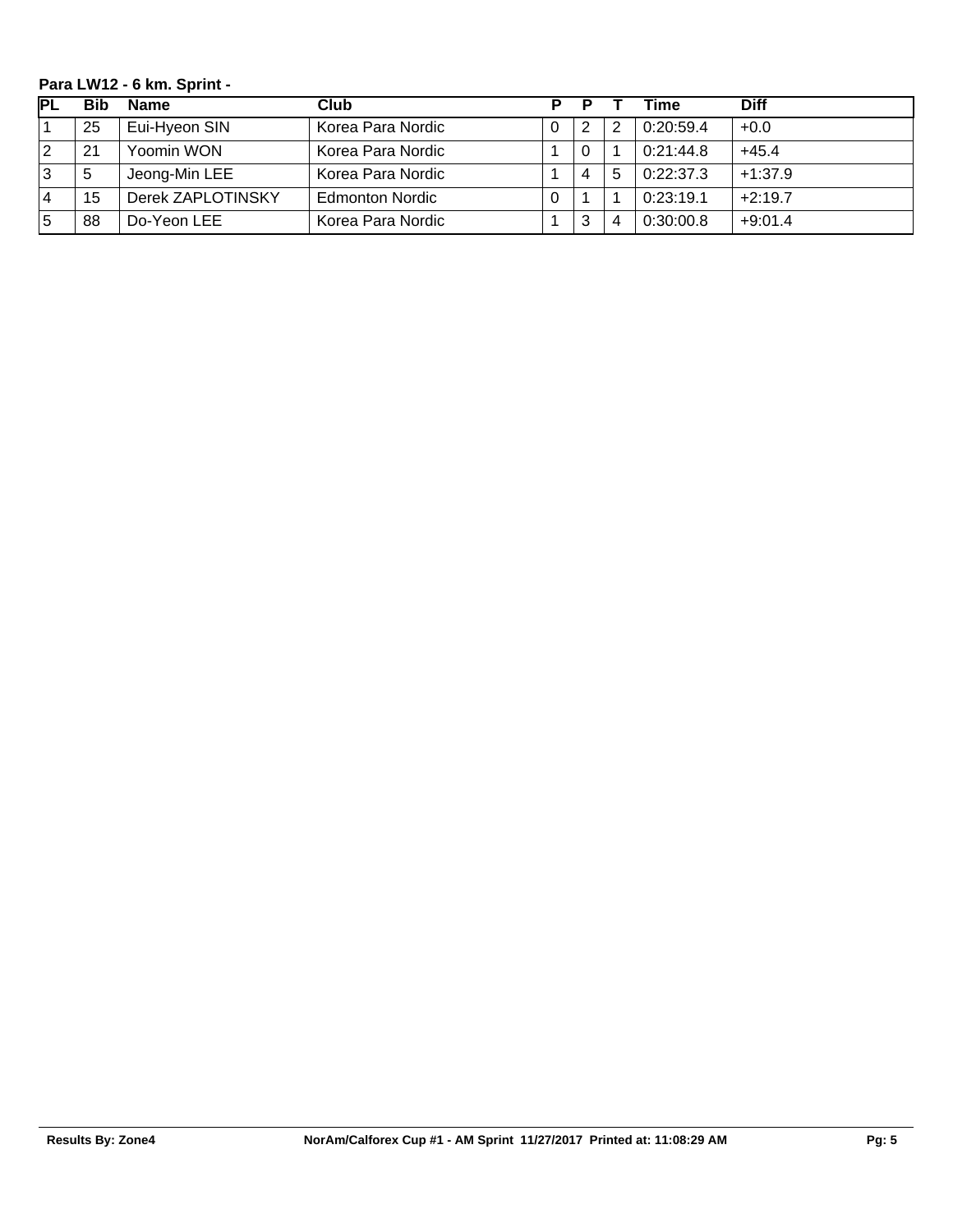**Para LW12 - 6 km. Sprint -**

| PL | Bib | Name | Club | P | P | T | Time | Diff |
|---|---|---|---|---|---|---|---|---|
| 1 | 25 | Eui-Hyeon SIN | Korea Para Nordic | 0 | 2 | 2 | 0:20:59.4 | +0.0 |
| 2 | 21 | Yoomin WON | Korea Para Nordic | 1 | 0 | 1 | 0:21:44.8 | +45.4 |
| 3 | 5 | Jeong-Min LEE | Korea Para Nordic | 1 | 4 | 5 | 0:22:37.3 | +1:37.9 |
| 4 | 15 | Derek ZAPLOTINSKY | Edmonton Nordic | 0 | 1 | 1 | 0:23:19.1 | +2:19.7 |
| 5 | 88 | Do-Yeon LEE | Korea Para Nordic | 1 | 3 | 4 | 0:30:00.8 | +9:01.4 |